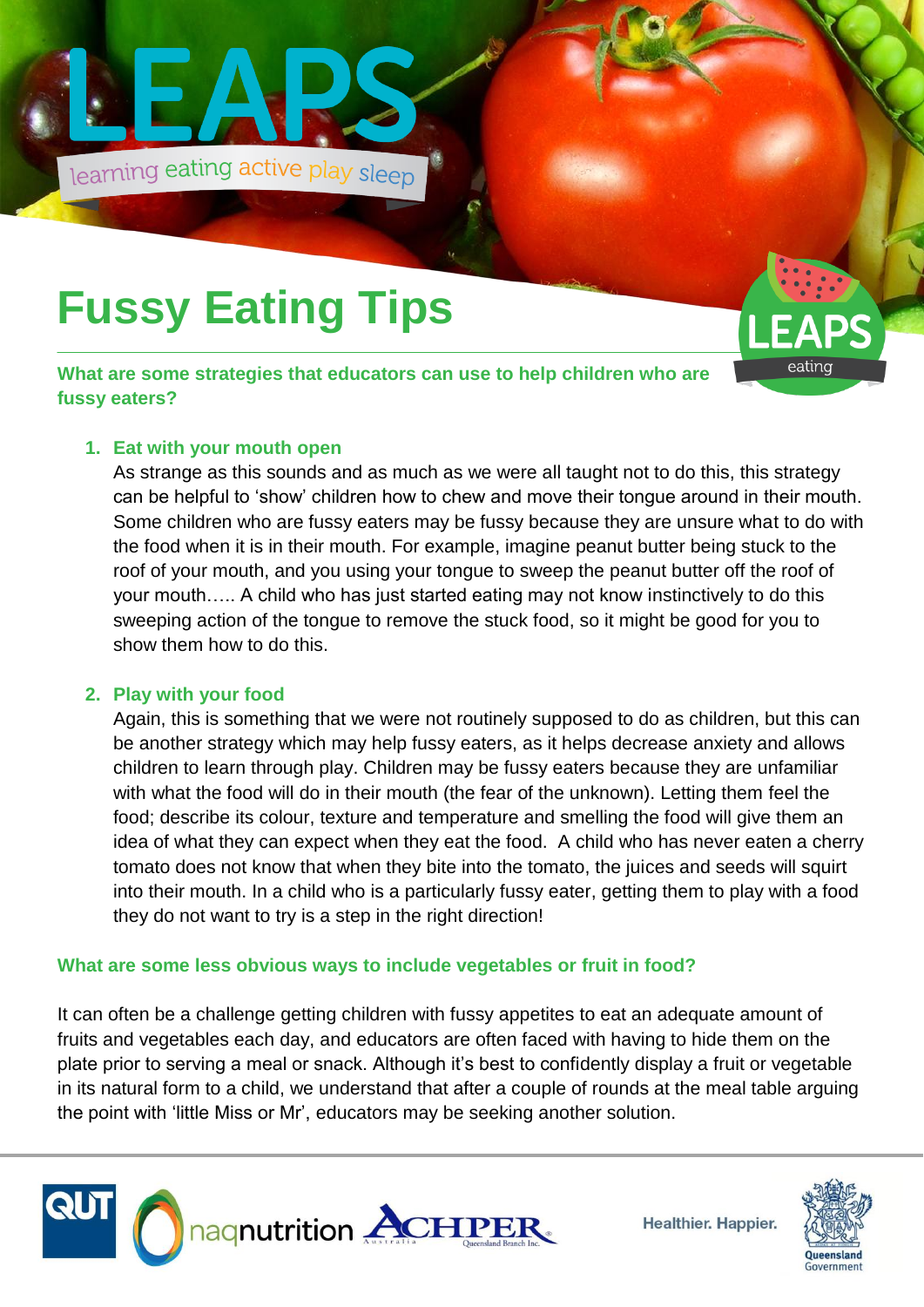# Fussy Eating Tips

**What are some strategies that educators can use to help children who are fussy eaters?**

1. **Eat with your mouth open**
   As strange as this sounds and as much as we were all taught not to do this, this strategy can be helpful to 'show' children how to chew and move their tongue around in their mouth. Some children who are fussy eaters may be fussy because they are unsure what to do with the food when it is in their mouth. For example, imagine peanut butter being stuck to the roof of your mouth, and you using your tongue to sweep the peanut butter off the roof of your mouth….. A child who has just started eating may not know instinctively to do this sweeping action of the tongue to remove the stuck food, so it might be good for you to show them how to do this.

2. **Play with your food**
   Again, this is something that we were not routinely supposed to do as children, but this can be another strategy which may help fussy eaters, as it helps decrease anxiety and allows children to learn through play. Children may be fussy eaters because they are unfamiliar with what the food will do in their mouth (the fear of the unknown). Letting them feel the food; describe its colour, texture and temperature and smelling the food will give them an idea of what they can expect when they eat the food. A child who has never eaten a cherry tomato does not know that when they bite into the tomato, the juices and seeds will squirt into their mouth. In a child who is a particularly fussy eater, getting them to play with a food they do not want to try is a step in the right direction!

**What are some less obvious ways to include vegetables or fruit in food?**

It can often be a challenge getting children with fussy appetites to eat an adequate amount of fruits and vegetables each day, and educators are often faced with having to hide them on the plate prior to serving a meal or snack. Although it's best to confidently display a fruit or vegetable in its natural form to a child, we understand that after a couple of rounds at the meal table arguing the point with 'little Miss or Mr', educators may be seeking another solution.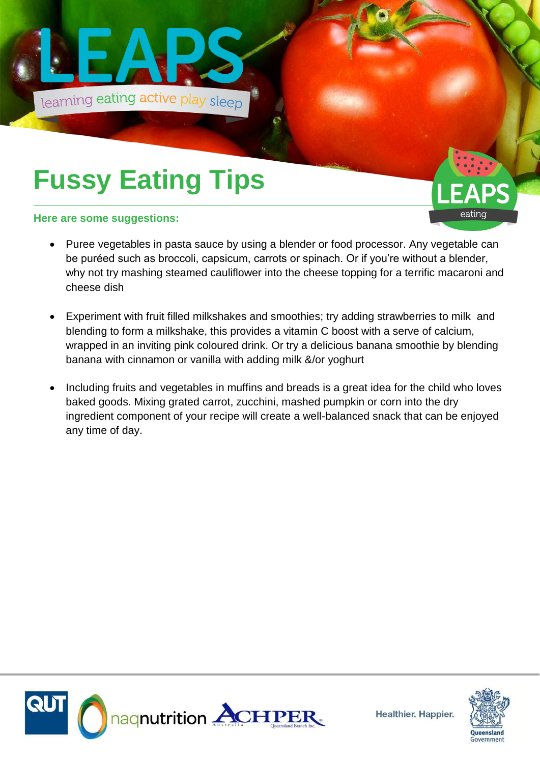# Fussy Eating Tips

**Here are some suggestions:**

- Puree vegetables in pasta sauce by using a blender or food processor. Any vegetable can be puréed such as broccoli, capsicum, carrots or spinach. Or if you're without a blender, why not try mashing steamed cauliflower into the cheese topping for a terrific macaroni and cheese dish

- Experiment with fruit filled milkshakes and smoothies; try adding strawberries to milk and blending to form a milkshake, this provides a vitamin C boost with a serve of calcium, wrapped in an inviting pink coloured drink. Or try a delicious banana smoothie by blending banana with cinnamon or vanilla with adding milk &/or yoghurt

- Including fruits and vegetables in muffins and breads is a great idea for the child who loves baked goods. Mixing grated carrot, zucchini, mashed pumpkin or corn into the dry ingredient component of your recipe will create a well-balanced snack that can be enjoyed any time of day.